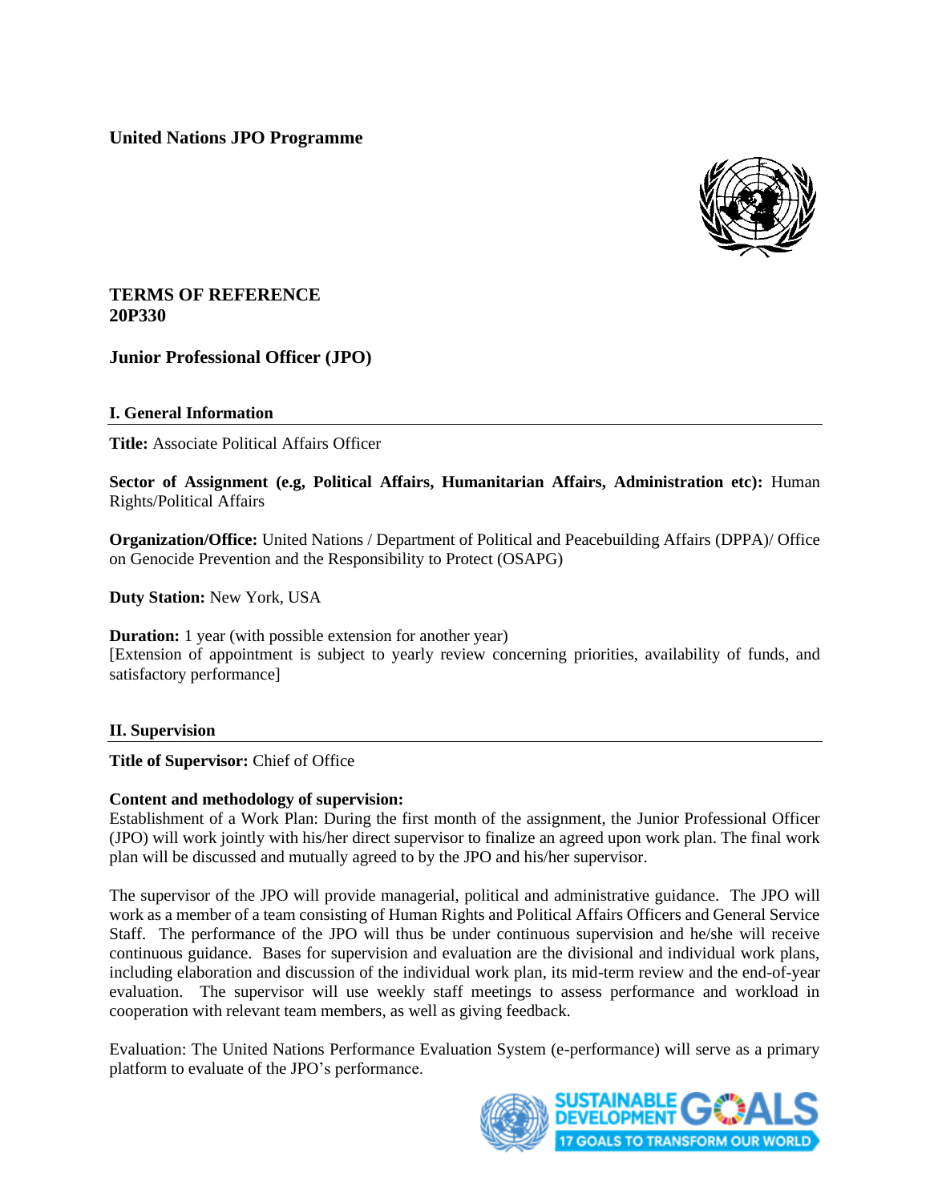**United Nations JPO Programme**

**TERMS OF REFERENCE**
**20P330**

**Junior Professional Officer (JPO)**

## I. General Information

**Title:** Associate Political Affairs Officer

**Sector of Assignment (e.g, Political Affairs, Humanitarian Affairs, Administration etc):** Human Rights/Political Affairs

**Organization/Office:** United Nations / Department of Political and Peacebuilding Affairs (DPPA)/ Office on Genocide Prevention and the Responsibility to Protect (OSAPG)

**Duty Station:** New York, USA

**Duration:** 1 year (with possible extension for another year)
[Extension of appointment is subject to yearly review concerning priorities, availability of funds, and satisfactory performance]

## II. Supervision

**Title of Supervisor:** Chief of Office

**Content and methodology of supervision:**
Establishment of a Work Plan: During the first month of the assignment, the Junior Professional Officer (JPO) will work jointly with his/her direct supervisor to finalize an agreed upon work plan. The final work plan will be discussed and mutually agreed to by the JPO and his/her supervisor.

The supervisor of the JPO will provide managerial, political and administrative guidance. The JPO will work as a member of a team consisting of Human Rights and Political Affairs Officers and General Service Staff. The performance of the JPO will thus be under continuous supervision and he/she will receive continuous guidance. Bases for supervision and evaluation are the divisional and individual work plans, including elaboration and discussion of the individual work plan, its mid-term review and the end-of-year evaluation. The supervisor will use weekly staff meetings to assess performance and workload in cooperation with relevant team members, as well as giving feedback.

Evaluation: The United Nations Performance Evaluation System (e-performance) will serve as a primary platform to evaluate of the JPO's performance.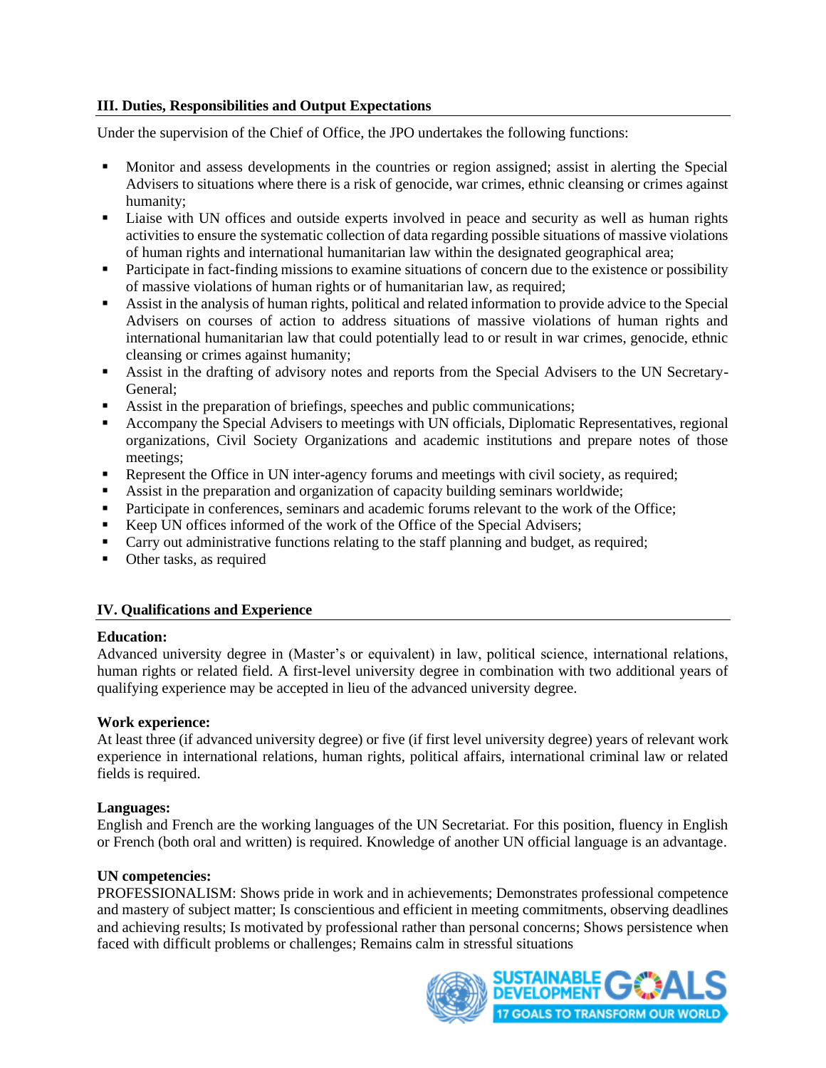## III. Duties, Responsibilities and Output Expectations

Under the supervision of the Chief of Office, the JPO undertakes the following functions:

- Monitor and assess developments in the countries or region assigned; assist in alerting the Special Advisers to situations where there is a risk of genocide, war crimes, ethnic cleansing or crimes against humanity;
- Liaise with UN offices and outside experts involved in peace and security as well as human rights activities to ensure the systematic collection of data regarding possible situations of massive violations of human rights and international humanitarian law within the designated geographical area;
- Participate in fact-finding missions to examine situations of concern due to the existence or possibility of massive violations of human rights or of humanitarian law, as required;
- Assist in the analysis of human rights, political and related information to provide advice to the Special Advisers on courses of action to address situations of massive violations of human rights and international humanitarian law that could potentially lead to or result in war crimes, genocide, ethnic cleansing or crimes against humanity;
- Assist in the drafting of advisory notes and reports from the Special Advisers to the UN Secretary-General;
- Assist in the preparation of briefings, speeches and public communications;
- Accompany the Special Advisers to meetings with UN officials, Diplomatic Representatives, regional organizations, Civil Society Organizations and academic institutions and prepare notes of those meetings;
- Represent the Office in UN inter-agency forums and meetings with civil society, as required;
- Assist in the preparation and organization of capacity building seminars worldwide;
- Participate in conferences, seminars and academic forums relevant to the work of the Office;
- Keep UN offices informed of the work of the Office of the Special Advisers;
- Carry out administrative functions relating to the staff planning and budget, as required;
- Other tasks, as required

## IV. Qualifications and Experience

**Education:**
Advanced university degree in (Master's or equivalent) in law, political science, international relations, human rights or related field. A first-level university degree in combination with two additional years of qualifying experience may be accepted in lieu of the advanced university degree.

**Work experience:**
At least three (if advanced university degree) or five (if first level university degree) years of relevant work experience in international relations, human rights, political affairs, international criminal law or related fields is required.

**Languages:**
English and French are the working languages of the UN Secretariat. For this position, fluency in English or French (both oral and written) is required. Knowledge of another UN official language is an advantage.

**UN competencies:**
PROFESSIONALISM: Shows pride in work and in achievements; Demonstrates professional competence and mastery of subject matter; Is conscientious and efficient in meeting commitments, observing deadlines and achieving results; Is motivated by professional rather than personal concerns; Shows persistence when faced with difficult problems or challenges; Remains calm in stressful situations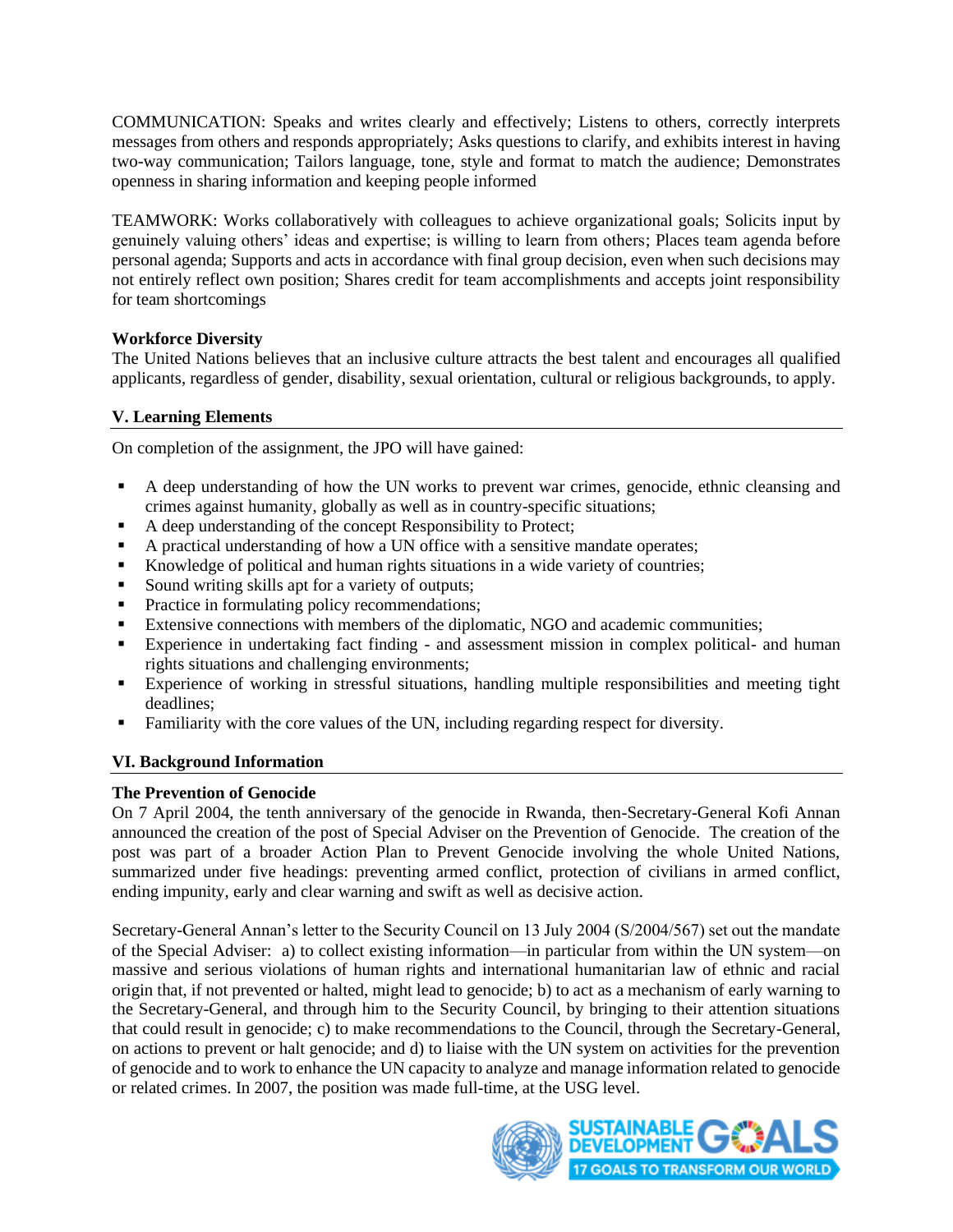COMMUNICATION: Speaks and writes clearly and effectively; Listens to others, correctly interprets messages from others and responds appropriately; Asks questions to clarify, and exhibits interest in having two-way communication; Tailors language, tone, style and format to match the audience; Demonstrates openness in sharing information and keeping people informed

TEAMWORK: Works collaboratively with colleagues to achieve organizational goals; Solicits input by genuinely valuing others' ideas and expertise; is willing to learn from others; Places team agenda before personal agenda; Supports and acts in accordance with final group decision, even when such decisions may not entirely reflect own position; Shares credit for team accomplishments and accepts joint responsibility for team shortcomings

**Workforce Diversity**

The United Nations believes that an inclusive culture attracts the best talent and encourages all qualified applicants, regardless of gender, disability, sexual orientation, cultural or religious backgrounds, to apply.

## V. Learning Elements

On completion of the assignment, the JPO will have gained:

- A deep understanding of how the UN works to prevent war crimes, genocide, ethnic cleansing and crimes against humanity, globally as well as in country-specific situations;
- A deep understanding of the concept Responsibility to Protect;
- A practical understanding of how a UN office with a sensitive mandate operates;
- Knowledge of political and human rights situations in a wide variety of countries;
- Sound writing skills apt for a variety of outputs;
- Practice in formulating policy recommendations;
- Extensive connections with members of the diplomatic, NGO and academic communities;
- Experience in undertaking fact finding - and assessment mission in complex political- and human rights situations and challenging environments;
- Experience of working in stressful situations, handling multiple responsibilities and meeting tight deadlines;
- Familiarity with the core values of the UN, including regarding respect for diversity.

## VI. Background Information

**The Prevention of Genocide**

On 7 April 2004, the tenth anniversary of the genocide in Rwanda, then-Secretary-General Kofi Annan announced the creation of the post of Special Adviser on the Prevention of Genocide. The creation of the post was part of a broader Action Plan to Prevent Genocide involving the whole United Nations, summarized under five headings: preventing armed conflict, protection of civilians in armed conflict, ending impunity, early and clear warning and swift as well as decisive action.

Secretary-General Annan's letter to the Security Council on 13 July 2004 (S/2004/567) set out the mandate of the Special Adviser: a) to collect existing information—in particular from within the UN system—on massive and serious violations of human rights and international humanitarian law of ethnic and racial origin that, if not prevented or halted, might lead to genocide; b) to act as a mechanism of early warning to the Secretary-General, and through him to the Security Council, by bringing to their attention situations that could result in genocide; c) to make recommendations to the Council, through the Secretary-General, on actions to prevent or halt genocide; and d) to liaise with the UN system on activities for the prevention of genocide and to work to enhance the UN capacity to analyze and manage information related to genocide or related crimes. In 2007, the position was made full-time, at the USG level.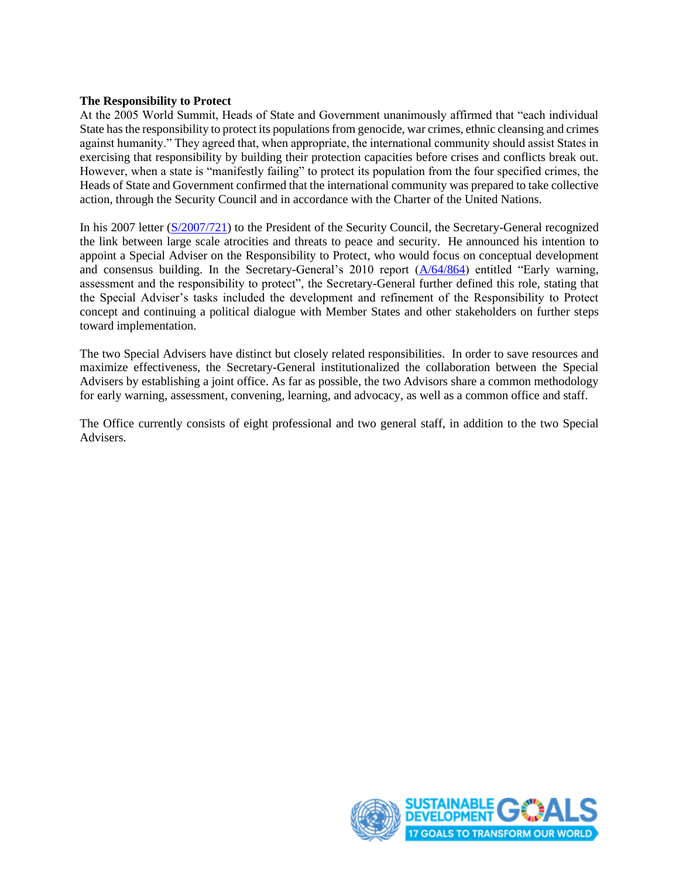**The Responsibility to Protect**

At the 2005 World Summit, Heads of State and Government unanimously affirmed that "each individual State has the responsibility to protect its populations from genocide, war crimes, ethnic cleansing and crimes against humanity." They agreed that, when appropriate, the international community should assist States in exercising that responsibility by building their protection capacities before crises and conflicts break out. However, when a state is "manifestly failing" to protect its population from the four specified crimes, the Heads of State and Government confirmed that the international community was prepared to take collective action, through the Security Council and in accordance with the Charter of the United Nations.

In his 2007 letter (S/2007/721) to the President of the Security Council, the Secretary-General recognized the link between large scale atrocities and threats to peace and security. He announced his intention to appoint a Special Adviser on the Responsibility to Protect, who would focus on conceptual development and consensus building. In the Secretary-General's 2010 report (A/64/864) entitled "Early warning, assessment and the responsibility to protect", the Secretary-General further defined this role, stating that the Special Adviser's tasks included the development and refinement of the Responsibility to Protect concept and continuing a political dialogue with Member States and other stakeholders on further steps toward implementation.

The two Special Advisers have distinct but closely related responsibilities. In order to save resources and maximize effectiveness, the Secretary-General institutionalized the collaboration between the Special Advisers by establishing a joint office. As far as possible, the two Advisors share a common methodology for early warning, assessment, convening, learning, and advocacy, as well as a common office and staff.

The Office currently consists of eight professional and two general staff, in addition to the two Special Advisers.